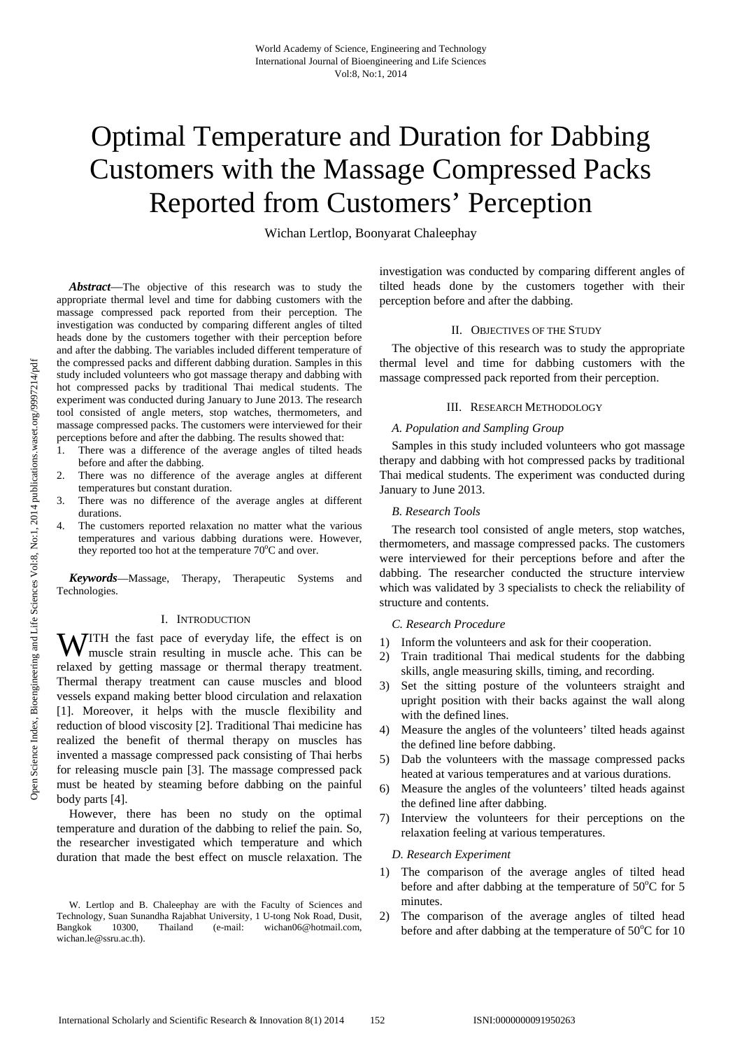# Optimal Temperature and Duration for Dabbing Customers with the Massage Compressed Packs Reported from Customers' Perception

Wichan Lertlop, Boonyarat Chaleephay

***Abstract*****—**The objective of this research was to study the appropriate thermal level and time for dabbing customers with the massage compressed pack reported from their perception. The investigation was conducted by comparing different angles of tilted heads done by the customers together with their perception before and after the dabbing. The variables included different temperature of the compressed packs and different dabbing duration. Samples in this study included volunteers who got massage therapy and dabbing with hot compressed packs by traditional Thai medical students. The experiment was conducted during January to June 2013. The research tool consisted of angle meters, stop watches, thermometers, and massage compressed packs. The customers were interviewed for their perceptions before and after the dabbing. The results showed that:

1. There was a difference of the average angles of tilted heads before and after the dabbing.
2. There was no difference of the average angles at different temperatures but constant duration.
3. There was no difference of the average angles at different durations.
4. The customers reported relaxation no matter what the various temperatures and various dabbing durations were. However, they reported too hot at the temperature 70°C and over.

***Keywords*****—**Massage, Therapy, Therapeutic Systems and Technologies.

## I. Introduction

With the fast pace of everyday life, the effect is on muscle strain resulting in muscle ache. This can be relaxed by getting massage or thermal therapy treatment. Thermal therapy treatment can cause muscles and blood vessels expand making better blood circulation and relaxation [1]. Moreover, it helps with the muscle flexibility and reduction of blood viscosity [2]. Traditional Thai medicine has realized the benefit of thermal therapy on muscles has invented a massage compressed pack consisting of Thai herbs for releasing muscle pain [3]. The massage compressed pack must be heated by steaming before dabbing on the painful body parts [4].

However, there has been no study on the optimal temperature and duration of the dabbing to relief the pain. So, the researcher investigated which temperature and which duration that made the best effect on muscle relaxation. The investigation was conducted by comparing different angles of tilted heads done by the customers together with their perception before and after the dabbing.

W. Lertlop and B. Chaleephay are with the Faculty of Sciences and Technology, Suan Sunandha Rajabhat University, 1 U-tong Nok Road, Dusit, Bangkok 10300, Thailand (e-mail: wichan06@hotmail.com, wichan.le@ssru.ac.th).

## II. Objectives of the Study

The objective of this research was to study the appropriate thermal level and time for dabbing customers with the massage compressed pack reported from their perception.

## III. Research Methodology

### *A. Population and Sampling Group*

Samples in this study included volunteers who got massage therapy and dabbing with hot compressed packs by traditional Thai medical students. The experiment was conducted during January to June 2013.

### *B. Research Tools*

The research tool consisted of angle meters, stop watches, thermometers, and massage compressed packs. The customers were interviewed for their perceptions before and after the dabbing. The researcher conducted the structure interview which was validated by 3 specialists to check the reliability of structure and contents.

### *C. Research Procedure*

1) Inform the volunteers and ask for their cooperation.
2) Train traditional Thai medical students for the dabbing skills, angle measuring skills, timing, and recording.
3) Set the sitting posture of the volunteers straight and upright position with their backs against the wall along with the defined lines.
4) Measure the angles of the volunteers' tilted heads against the defined line before dabbing.
5) Dab the volunteers with the massage compressed packs heated at various temperatures and at various durations.
6) Measure the angles of the volunteers' tilted heads against the defined line after dabbing.
7) Interview the volunteers for their perceptions on the relaxation feeling at various temperatures.

### *D. Research Experiment*

1) The comparison of the average angles of tilted head before and after dabbing at the temperature of 50°C for 5 minutes.
2) The comparison of the average angles of tilted head before and after dabbing at the temperature of 50°C for 10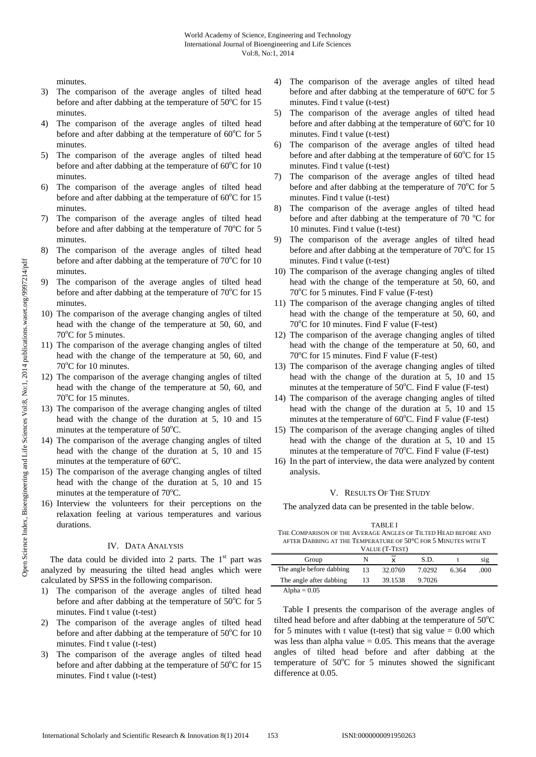minutes.

3) The comparison of the average angles of tilted head before and after dabbing at the temperature of 50°C for 15 minutes.
4) The comparison of the average angles of tilted head before and after dabbing at the temperature of 60°C for 5 minutes.
5) The comparison of the average angles of tilted head before and after dabbing at the temperature of 60°C for 10 minutes.
6) The comparison of the average angles of tilted head before and after dabbing at the temperature of 60°C for 15 minutes.
7) The comparison of the average angles of tilted head before and after dabbing at the temperature of 70°C for 5 minutes.
8) The comparison of the average angles of tilted head before and after dabbing at the temperature of 70°C for 10 minutes.
9) The comparison of the average angles of tilted head before and after dabbing at the temperature of 70°C for 15 minutes.
10) The comparison of the average changing angles of tilted head with the change of the temperature at 50, 60, and 70°C for 5 minutes.
11) The comparison of the average changing angles of tilted head with the change of the temperature at 50, 60, and 70°C for 10 minutes.
12) The comparison of the average changing angles of tilted head with the change of the temperature at 50, 60, and 70°C for 15 minutes.
13) The comparison of the average changing angles of tilted head with the change of the duration at 5, 10 and 15 minutes at the temperature of 50°C.
14) The comparison of the average changing angles of tilted head with the change of the duration at 5, 10 and 15 minutes at the temperature of 60°C.
15) The comparison of the average changing angles of tilted head with the change of the duration at 5, 10 and 15 minutes at the temperature of 70°C.
16) Interview the volunteers for their perceptions on the relaxation feeling at various temperatures and various durations.

## IV. Data Analysis

The data could be divided into 2 parts. The 1st part was analyzed by measuring the tilted head angles which were calculated by SPSS in the following comparison.

1) The comparison of the average angles of tilted head before and after dabbing at the temperature of 50°C for 5 minutes. Find t value (t-test)
2) The comparison of the average angles of tilted head before and after dabbing at the temperature of 50°C for 10 minutes. Find t value (t-test)
3) The comparison of the average angles of tilted head before and after dabbing at the temperature of 50°C for 15 minutes. Find t value (t-test)
4) The comparison of the average angles of tilted head before and after dabbing at the temperature of 60°C for 5 minutes. Find t value (t-test)
5) The comparison of the average angles of tilted head before and after dabbing at the temperature of 60°C for 10 minutes. Find t value (t-test)
6) The comparison of the average angles of tilted head before and after dabbing at the temperature of 60°C for 15 minutes. Find t value (t-test)
7) The comparison of the average angles of tilted head before and after dabbing at the temperature of 70°C for 5 minutes. Find t value (t-test)
8) The comparison of the average angles of tilted head before and after dabbing at the temperature of 70 °C for 10 minutes. Find t value (t-test)
9) The comparison of the average angles of tilted head before and after dabbing at the temperature of 70°C for 15 minutes. Find t value (t-test)
10) The comparison of the average changing angles of tilted head with the change of the temperature at 50, 60, and 70°C for 5 minutes. Find F value (F-test)
11) The comparison of the average changing angles of tilted head with the change of the temperature at 50, 60, and 70°C for 10 minutes. Find F value (F-test)
12) The comparison of the average changing angles of tilted head with the change of the temperature at 50, 60, and 70°C for 15 minutes. Find F value (F-test)
13) The comparison of the average changing angles of tilted head with the change of the duration at 5, 10 and 15 minutes at the temperature of 50°C. Find F value (F-test)
14) The comparison of the average changing angles of tilted head with the change of the duration at 5, 10 and 15 minutes at the temperature of 60°C. Find F value (F-test)
15) The comparison of the average changing angles of tilted head with the change of the duration at 5, 10 and 15 minutes at the temperature of 70°C. Find F value (F-test)
16) In the part of interview, the data were analyzed by content analysis.

## V. Results Of The Study

The analyzed data can be presented in the table below.

TABLE I
THE COMPARISON OF THE AVERAGE ANGLES OF TILTED HEAD BEFORE AND AFTER DABBING AT THE TEMPERATURE OF 50°C FOR 5 MINUTES WITH T VALUE (T-TEST)

| Group | N | $\bar{x}$ | S.D. | t | sig |
|---|---|---|---|---|---|
| The angle before dabbing | 13 | 32.0769 | 7.0292 | 6.364 | .000 |
| The angle after dabbing | 13 | 39.1538 | 9.7026 | | |

Alpha = 0.05

Table I presents the comparison of the average angles of tilted head before and after dabbing at the temperature of 50°C for 5 minutes with t value (t-test) that sig value = 0.00 which was less than alpha value = 0.05. This means that the average angles of tilted head before and after dabbing at the temperature of 50°C for 5 minutes showed the significant difference at 0.05.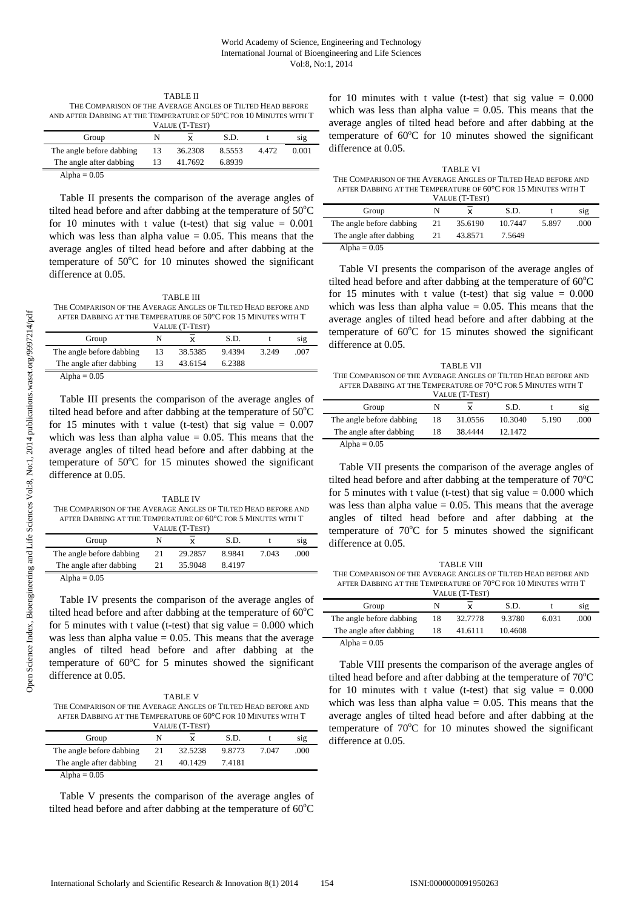TABLE II
THE COMPARISON OF THE AVERAGE ANGLES OF TILTED HEAD BEFORE AND AFTER DABBING AT THE TEMPERATURE OF 50°C FOR 10 MINUTES WITH T VALUE (T-TEST)

| Group | N | $\bar{x}$ | S.D. | t | sig |
|---|---|---|---|---|---|
| The angle before dabbing | 13 | 36.2308 | 8.5553 | 4.472 | 0.001 |
| The angle after dabbing | 13 | 41.7692 | 6.8939 | | |

Alpha = 0.05

Table II presents the comparison of the average angles of tilted head before and after dabbing at the temperature of 50°C for 10 minutes with t value (t-test) that sig value = 0.001 which was less than alpha value = 0.05. This means that the average angles of tilted head before and after dabbing at the temperature of 50°C for 10 minutes showed the significant difference at 0.05.

TABLE III
THE COMPARISON OF THE AVERAGE ANGLES OF TILTED HEAD BEFORE AND AFTER DABBING AT THE TEMPERATURE OF 50°C FOR 15 MINUTES WITH T VALUE (T-TEST)

| Group | N | $\bar{x}$ | S.D. | t | sig |
|---|---|---|---|---|---|
| The angle before dabbing | 13 | 38.5385 | 9.4394 | 3.249 | .007 |
| The angle after dabbing | 13 | 43.6154 | 6.2388 | | |

Alpha = 0.05

Table III presents the comparison of the average angles of tilted head before and after dabbing at the temperature of 50°C for 15 minutes with t value (t-test) that sig value = 0.007 which was less than alpha value = 0.05. This means that the average angles of tilted head before and after dabbing at the temperature of 50°C for 15 minutes showed the significant difference at 0.05.

TABLE IV
THE COMPARISON OF THE AVERAGE ANGLES OF TILTED HEAD BEFORE AND AFTER DABBING AT THE TEMPERATURE OF 60°C FOR 5 MINUTES WITH T VALUE (T-TEST)

| Group | N | $\bar{x}$ | S.D. | t | sig |
|---|---|---|---|---|---|
| The angle before dabbing | 21 | 29.2857 | 8.9841 | 7.043 | .000 |
| The angle after dabbing | 21 | 35.9048 | 8.4197 | | |

Alpha = 0.05

Table IV presents the comparison of the average angles of tilted head before and after dabbing at the temperature of 60°C for 5 minutes with t value (t-test) that sig value = 0.000 which was less than alpha value = 0.05. This means that the average angles of tilted head before and after dabbing at the temperature of 60°C for 5 minutes showed the significant difference at 0.05.

TABLE V
THE COMPARISON OF THE AVERAGE ANGLES OF TILTED HEAD BEFORE AND AFTER DABBING AT THE TEMPERATURE OF 60°C FOR 10 MINUTES WITH T VALUE (T-TEST)

| Group | N | $\bar{x}$ | S.D. | t | sig |
|---|---|---|---|---|---|
| The angle before dabbing | 21 | 32.5238 | 9.8773 | 7.047 | .000 |
| The angle after dabbing | 21 | 40.1429 | 7.4181 | | |

Alpha = 0.05

Table V presents the comparison of the average angles of tilted head before and after dabbing at the temperature of 60°C for 10 minutes with t value (t-test) that sig value = 0.000 which was less than alpha value = 0.05. This means that the average angles of tilted head before and after dabbing at the temperature of 60°C for 10 minutes showed the significant difference at 0.05.

TABLE VI
THE COMPARISON OF THE AVERAGE ANGLES OF TILTED HEAD BEFORE AND AFTER DABBING AT THE TEMPERATURE OF 60°C FOR 15 MINUTES WITH T VALUE (T-TEST)

| Group | N | $\bar{x}$ | S.D. | t | sig |
|---|---|---|---|---|---|
| The angle before dabbing | 21 | 35.6190 | 10.7447 | 5.897 | .000 |
| The angle after dabbing | 21 | 43.8571 | 7.5649 | | |

Alpha = 0.05

Table VI presents the comparison of the average angles of tilted head before and after dabbing at the temperature of 60°C for 15 minutes with t value (t-test) that sig value = 0.000 which was less than alpha value = 0.05. This means that the average angles of tilted head before and after dabbing at the temperature of 60°C for 15 minutes showed the significant difference at 0.05.

TABLE VII
THE COMPARISON OF THE AVERAGE ANGLES OF TILTED HEAD BEFORE AND AFTER DABBING AT THE TEMPERATURE OF 70°C FOR 5 MINUTES WITH T VALUE (T-TEST)

| Group | N | $\bar{x}$ | S.D. | t | sig |
|---|---|---|---|---|---|
| The angle before dabbing | 18 | 31.0556 | 10.3040 | 5.190 | .000 |
| The angle after dabbing | 18 | 38.4444 | 12.1472 | | |

Alpha = 0.05

Table VII presents the comparison of the average angles of tilted head before and after dabbing at the temperature of 70°C for 5 minutes with t value (t-test) that sig value = 0.000 which was less than alpha value = 0.05. This means that the average angles of tilted head before and after dabbing at the temperature of 70°C for 5 minutes showed the significant difference at 0.05.

TABLE VIII
THE COMPARISON OF THE AVERAGE ANGLES OF TILTED HEAD BEFORE AND AFTER DABBING AT THE TEMPERATURE OF 70°C FOR 10 MINUTES WITH T VALUE (T-TEST)

| Group | N | $\bar{x}$ | S.D. | t | sig |
|---|---|---|---|---|---|
| The angle before dabbing | 18 | 32.7778 | 9.3780 | 6.031 | .000 |
| The angle after dabbing | 18 | 41.6111 | 10.4608 | | |

Alpha = 0.05

Table VIII presents the comparison of the average angles of tilted head before and after dabbing at the temperature of 70°C for 10 minutes with t value (t-test) that sig value = 0.000 which was less than alpha value = 0.05. This means that the average angles of tilted head before and after dabbing at the temperature of 70°C for 10 minutes showed the significant difference at 0.05.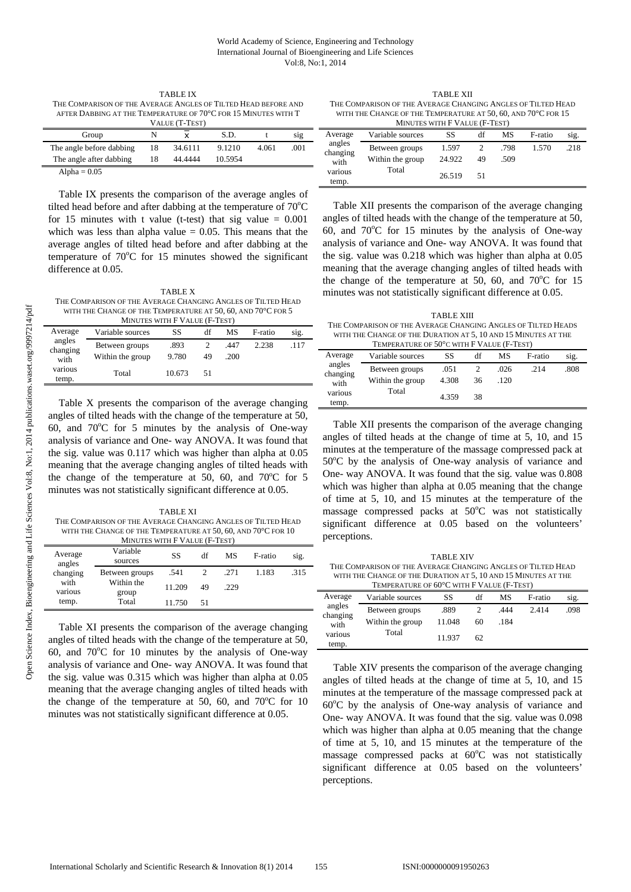TABLE IX
THE COMPARISON OF THE AVERAGE ANGLES OF TILTED HEAD BEFORE AND AFTER DABBING AT THE TEMPERATURE OF 70°C FOR 15 MINUTES WITH T VALUE (T-TEST)

| Group | N | $\bar{x}$ | S.D. | t | sig |
|---|---|---|---|---|---|
| The angle before dabbing | 18 | 34.6111 | 9.1210 | 4.061 | .001 |
| The angle after dabbing | 18 | 44.4444 | 10.5954 | | |

Alpha = 0.05

Table IX presents the comparison of the average angles of tilted head before and after dabbing at the temperature of 70°C for 15 minutes with t value (t-test) that sig value = 0.001 which was less than alpha value = 0.05. This means that the average angles of tilted head before and after dabbing at the temperature of 70°C for 15 minutes showed the significant difference at 0.05.

TABLE X
THE COMPARISON OF THE AVERAGE CHANGING ANGLES OF TILTED HEAD WITH THE CHANGE OF THE TEMPERATURE AT 50, 60, AND 70°C FOR 5 MINUTES WITH F VALUE (F-TEST)

| | Variable sources | SS | df | MS | F-ratio | sig. |
|---|---|---|---|---|---|---|
| Average angles changing with various temp. | Between groups | .893 | 2 | .447 | 2.238 | .117 |
| | Within the group | 9.780 | 49 | .200 | | |
| | Total | 10.673 | 51 | | | |

Table X presents the comparison of the average changing angles of tilted heads with the change of the temperature at 50, 60, and 70°C for 5 minutes by the analysis of One-way analysis of variance and One- way ANOVA. It was found that the sig. value was 0.117 which was higher than alpha at 0.05 meaning that the average changing angles of tilted heads with the change of the temperature at 50, 60, and 70°C for 5 minutes was not statistically significant difference at 0.05.

TABLE XI
THE COMPARISON OF THE AVERAGE CHANGING ANGLES OF TILTED HEAD WITH THE CHANGE OF THE TEMPERATURE AT 50, 60, AND 70°C FOR 10 MINUTES WITH F VALUE (F-TEST)

| | Variable sources | SS | df | MS | F-ratio | sig. |
|---|---|---|---|---|---|---|
| Average angles changing with various temp. | Between groups | .541 | 2 | .271 | 1.183 | .315 |
| | Within the group | 11.209 | 49 | .229 | | |
| | Total | 11.750 | 51 | | | |

Table XI presents the comparison of the average changing angles of tilted heads with the change of the temperature at 50, 60, and 70°C for 10 minutes by the analysis of One-way analysis of variance and One- way ANOVA. It was found that the sig. value was 0.315 which was higher than alpha at 0.05 meaning that the average changing angles of tilted heads with the change of the temperature at 50, 60, and 70°C for 10 minutes was not statistically significant difference at 0.05.

TABLE XII
THE COMPARISON OF THE AVERAGE CHANGING ANGLES OF TILTED HEAD WITH THE CHANGE OF THE TEMPERATURE AT 50, 60, AND 70°C FOR 15 MINUTES WITH F VALUE (F-TEST)

| | Variable sources | SS | df | MS | F-ratio | sig. |
|---|---|---|---|---|---|---|
| Average angles changing with various temp. | Between groups | 1.597 | 2 | .798 | 1.570 | .218 |
| | Within the group | 24.922 | 49 | .509 | | |
| | Total | 26.519 | 51 | | | |

Table XII presents the comparison of the average changing angles of tilted heads with the change of the temperature at 50, 60, and 70°C for 15 minutes by the analysis of One-way analysis of variance and One- way ANOVA. It was found that the sig. value was 0.218 which was higher than alpha at 0.05 meaning that the average changing angles of tilted heads with the change of the temperature at 50, 60, and 70°C for 15 minutes was not statistically significant difference at 0.05.

TABLE XIII
THE COMPARISON OF THE AVERAGE CHANGING ANGLES OF TILTED HEADS WITH THE CHANGE OF THE DURATION AT 5, 10 AND 15 MINUTES AT THE TEMPERATURE OF 50°C WITH F VALUE (F-TEST)

| | Variable sources | SS | df | MS | F-ratio | sig. |
|---|---|---|---|---|---|---|
| Average angles changing with various temp. | Between groups | .051 | 2 | .026 | .214 | .808 |
| | Within the group | 4.308 | 36 | .120 | | |
| | Total | 4.359 | 38 | | | |

Table XII presents the comparison of the average changing angles of tilted heads at the change of time at 5, 10, and 15 minutes at the temperature of the massage compressed pack at 50°C by the analysis of One-way analysis of variance and One- way ANOVA. It was found that the sig. value was 0.808 which was higher than alpha at 0.05 meaning that the change of time at 5, 10, and 15 minutes at the temperature of the massage compressed packs at 50°C was not statistically significant difference at 0.05 based on the volunteers' perceptions.

TABLE XIV
THE COMPARISON OF THE AVERAGE CHANGING ANGLES OF TILTED HEAD WITH THE CHANGE OF THE DURATION AT 5, 10 AND 15 MINUTES AT THE TEMPERATURE OF 60°C WITH F VALUE (F-TEST)

| | Variable sources | SS | df | MS | F-ratio | sig. |
|---|---|---|---|---|---|---|
| Average angles changing with various temp. | Between groups | .889 | 2 | .444 | 2.414 | .098 |
| | Within the group | 11.048 | 60 | .184 | | |
| | Total | 11.937 | 62 | | | |

Table XIV presents the comparison of the average changing angles of tilted heads at the change of time at 5, 10, and 15 minutes at the temperature of the massage compressed pack at 60°C by the analysis of One-way analysis of variance and One- way ANOVA. It was found that the sig. value was 0.098 which was higher than alpha at 0.05 meaning that the change of time at 5, 10, and 15 minutes at the temperature of the massage compressed packs at 60°C was not statistically significant difference at 0.05 based on the volunteers' perceptions.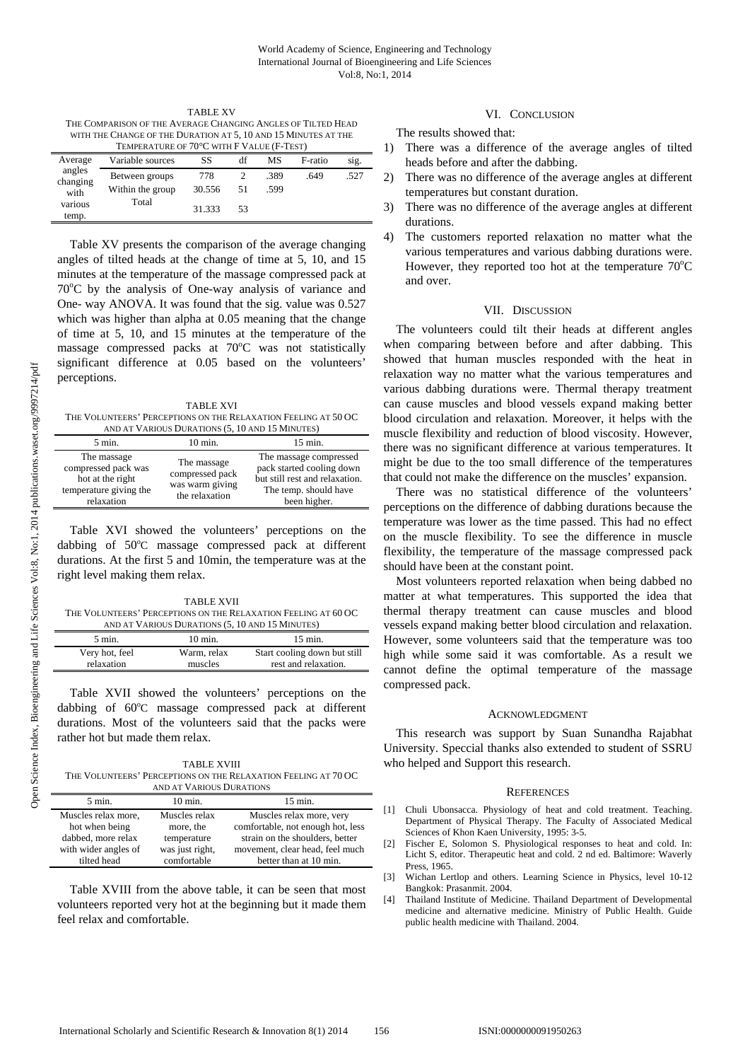TABLE XV
THE COMPARISON OF THE AVERAGE CHANGING ANGLES OF TILTED HEAD WITH THE CHANGE OF THE DURATION AT 5, 10 AND 15 MINUTES AT THE TEMPERATURE OF 70°C WITH F VALUE (F-TEST)

| | Variable sources | SS | df | MS | F-ratio | sig. |
|---|---|---|---|---|---|---|
| Average angles changing with various temp. | Between groups | 778 | 2 | .389 | .649 | .527 |
| | Within the group | 30.556 | 51 | .599 | | |
| | Total | 31.333 | 53 | | | |

Table XV presents the comparison of the average changing angles of tilted heads at the change of time at 5, 10, and 15 minutes at the temperature of the massage compressed pack at 70°C by the analysis of One-way analysis of variance and One- way ANOVA. It was found that the sig. value was 0.527 which was higher than alpha at 0.05 meaning that the change of time at 5, 10, and 15 minutes at the temperature of the massage compressed packs at 70°C was not statistically significant difference at 0.05 based on the volunteers' perceptions.

TABLE XVI
THE VOLUNTEERS' PERCEPTIONS ON THE RELAXATION FEELING AT 50 OC AND AT VARIOUS DURATIONS (5, 10 AND 15 MINUTES)

| 5 min. | 10 min. | 15 min. |
|---|---|---|
| The massage compressed pack was hot at the right temperature giving the relaxation | The massage compressed pack was warm giving the relaxation | The massage compressed pack started cooling down but still rest and relaxation. The temp. should have been higher. |

Table XVI showed the volunteers' perceptions on the dabbing of 50°C massage compressed pack at different durations. At the first 5 and 10min, the temperature was at the right level making them relax.

TABLE XVII
THE VOLUNTEERS' PERCEPTIONS ON THE RELAXATION FEELING AT 60 OC AND AT VARIOUS DURATIONS (5, 10 AND 15 MINUTES)

| 5 min. | 10 min. | 15 min. |
|---|---|---|
| Very hot, feel relaxation | Warm, relax muscles | Start cooling down but still rest and relaxation. |

Table XVII showed the volunteers' perceptions on the dabbing of 60°C massage compressed pack at different durations. Most of the volunteers said that the packs were rather hot but made them relax.

TABLE XVIII
THE VOLUNTEERS' PERCEPTIONS ON THE RELAXATION FEELING AT 70 OC AND AT VARIOUS DURATIONS

| 5 min. | 10 min. | 15 min. |
|---|---|---|
| Muscles relax more, hot when being dabbed, more relax with wider angles of tilted head | Muscles relax more, the temperature was just right, comfortable | Muscles relax more, very comfortable, not enough hot, less strain on the shoulders, better movement, clear head, feel much better than at 10 min. |

Table XVIII from the above table, it can be seen that most volunteers reported very hot at the beginning but it made them feel relax and comfortable.

## VI. CONCLUSION

The results showed that:

1) There was a difference of the average angles of tilted heads before and after the dabbing.
2) There was no difference of the average angles at different temperatures but constant duration.
3) There was no difference of the average angles at different durations.
4) The customers reported relaxation no matter what the various temperatures and various dabbing durations were. However, they reported too hot at the temperature 70°C and over.

## VII. DISCUSSION

The volunteers could tilt their heads at different angles when comparing between before and after dabbing. This showed that human muscles responded with the heat in relaxation way no matter what the various temperatures and various dabbing durations were. Thermal therapy treatment can cause muscles and blood vessels expand making better blood circulation and relaxation. Moreover, it helps with the muscle flexibility and reduction of blood viscosity. However, there was no significant difference at various temperatures. It might be due to the too small difference of the temperatures that could not make the difference on the muscles' expansion.

There was no statistical difference of the volunteers' perceptions on the difference of dabbing durations because the temperature was lower as the time passed. This had no effect on the muscle flexibility. To see the difference in muscle flexibility, the temperature of the massage compressed pack should have been at the constant point.

Most volunteers reported relaxation when being dabbed no matter at what temperatures. This supported the idea that thermal therapy treatment can cause muscles and blood vessels expand making better blood circulation and relaxation. However, some volunteers said that the temperature was too high while some said it was comfortable. As a result we cannot define the optimal temperature of the massage compressed pack.

## ACKNOWLEDGMENT

This research was support by Suan Sunandha Rajabhat University. Speccial thanks also extended to student of SSRU who helped and Support this research.

## REFERENCES

[1] Chuli Ubonsacca. Physiology of heat and cold treatment. Teaching. Department of Physical Therapy. The Faculty of Associated Medical Sciences of Khon Kaen University, 1995: 3-5.

[2] Fischer E, Solomon S. Physiological responses to heat and cold. In: Licht S, editor. Therapeutic heat and cold. 2 nd ed. Baltimore: Waverly Press, 1965.

[3] Wichan Lertlop and others. Learning Science in Physics, level 10-12 Bangkok: Prasanmit. 2004.

[4] Thailand Institute of Medicine. Thailand Department of Developmental medicine and alternative medicine. Ministry of Public Health. Guide public health medicine with Thailand. 2004.